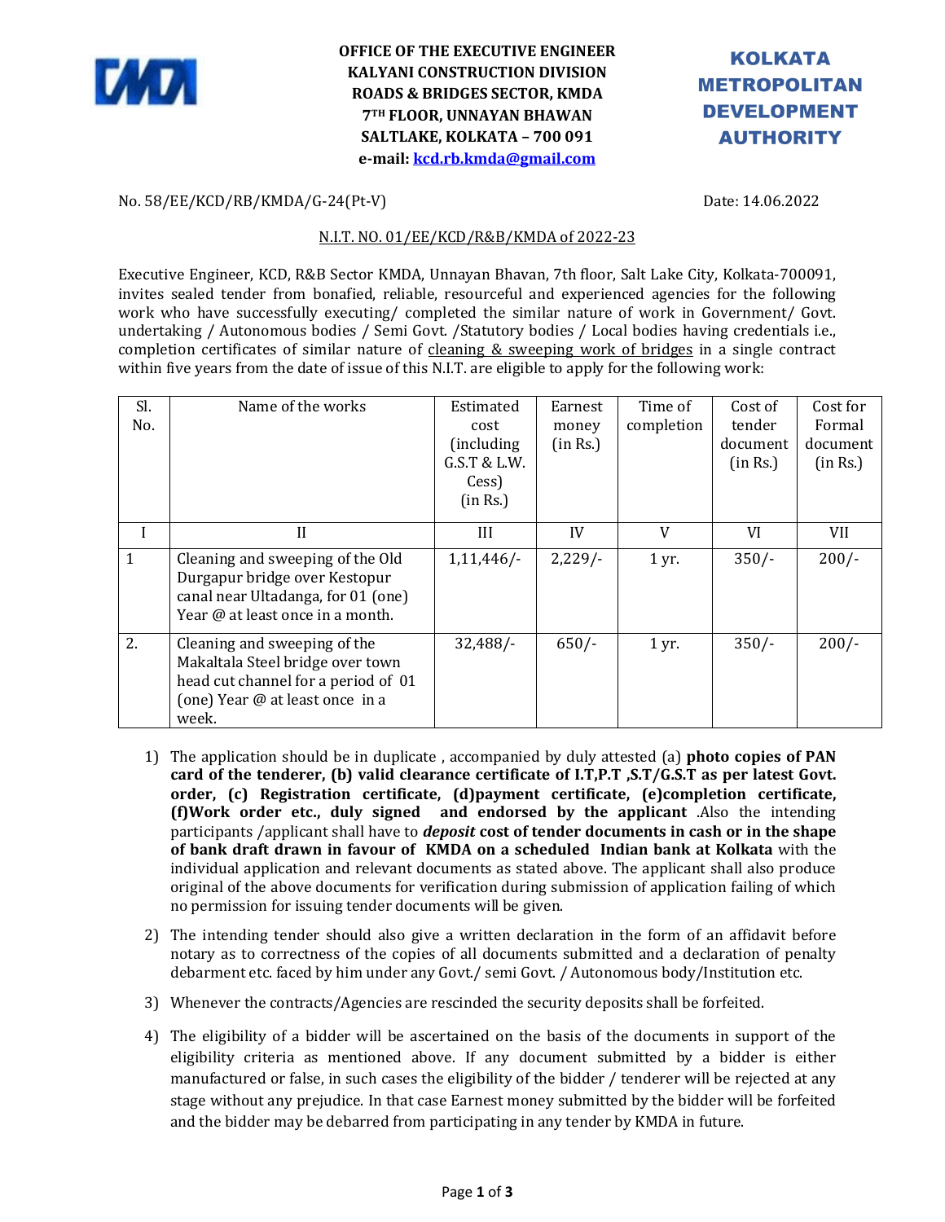**OFFICE OF THE EXECUTIVE ENGINEER**
**KALYANI CONSTRUCTION DIVISION**
**ROADS & BRIDGES SECTOR, KMDA**
**7TH FLOOR, UNNAYAN BHAWAN**
**SALTLAKE, KOLKATA – 700 091**
**e-mail: kcd.rb.kmda@gmail.com**

**KOLKATA METROPOLITAN DEVELOPMENT AUTHORITY**

No. 58/EE/KCD/RB/KMDA/G-24(Pt-V) Date: 14.06.2022

N.I.T. NO. 01/EE/KCD/R&B/KMDA of 2022-23

Executive Engineer, KCD, R&B Sector KMDA, Unnayan Bhavan, 7th floor, Salt Lake City, Kolkata-700091, invites sealed tender from bonafied, reliable, resourceful and experienced agencies for the following work who have successfully executing/ completed the similar nature of work in Government/ Govt. undertaking / Autonomous bodies / Semi Govt. /Statutory bodies / Local bodies having credentials i.e., completion certificates of similar nature of cleaning & sweeping work of bridges in a single contract within five years from the date of issue of this N.I.T. are eligible to apply for the following work:

| Sl. No. | Name of the works | Estimated cost (including G.S.T & L.W. Cess) (in Rs.) | Earnest money (in Rs.) | Time of completion | Cost of tender document (in Rs.) | Cost for Formal document (in Rs.) |
|---|---|---|---|---|---|---|
| I | II | III | IV | V | VI | VII |
| 1 | Cleaning and sweeping of the Old Durgapur bridge over Kestopur canal near Ultadanga, for 01 (one) Year @ at least once in a month. | 1,11,446/- | 2,229/- | 1 yr. | 350/- | 200/- |
| 2. | Cleaning and sweeping of the Makaltala Steel bridge over town head cut channel for a period of 01 (one) Year @ at least once in a week. | 32,488/- | 650/- | 1 yr. | 350/- | 200/- |

1) The application should be in duplicate , accompanied by duly attested (a) **photo copies of PAN card of the tenderer, (b) valid clearance certificate of I.T,P.T ,S.T/G.S.T as per latest Govt. order, (c) Registration certificate, (d)payment certificate, (e)completion certificate, (f)Work order etc., duly signed and endorsed by the applicant** .Also the intending participants /applicant shall have to ***deposit*** **cost of tender documents in cash or in the shape of bank draft drawn in favour of KMDA on a scheduled Indian bank at Kolkata** with the individual application and relevant documents as stated above. The applicant shall also produce original of the above documents for verification during submission of application failing of which no permission for issuing tender documents will be given.

2) The intending tender should also give a written declaration in the form of an affidavit before notary as to correctness of the copies of all documents submitted and a declaration of penalty debarment etc. faced by him under any Govt./ semi Govt. / Autonomous body/Institution etc.

3) Whenever the contracts/Agencies are rescinded the security deposits shall be forfeited.

4) The eligibility of a bidder will be ascertained on the basis of the documents in support of the eligibility criteria as mentioned above. If any document submitted by a bidder is either manufactured or false, in such cases the eligibility of the bidder / tenderer will be rejected at any stage without any prejudice. In that case Earnest money submitted by the bidder will be forfeited and the bidder may be debarred from participating in any tender by KMDA in future.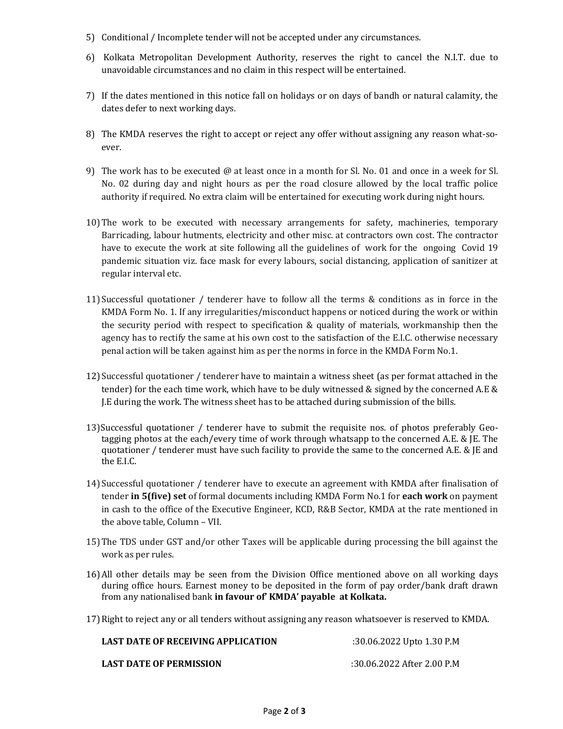5) Conditional / Incomplete tender will not be accepted under any circumstances.

6) Kolkata Metropolitan Development Authority, reserves the right to cancel the N.I.T. due to unavoidable circumstances and no claim in this respect will be entertained.

7) If the dates mentioned in this notice fall on holidays or on days of bandh or natural calamity, the dates defer to next working days.

8) The KMDA reserves the right to accept or reject any offer without assigning any reason what-so-ever.

9) The work has to be executed @ at least once in a month for Sl. No. 01 and once in a week for Sl. No. 02 during day and night hours as per the road closure allowed by the local traffic police authority if required. No extra claim will be entertained for executing work during night hours.

10) The work to be executed with necessary arrangements for safety, machineries, temporary Barricading, labour hutments, electricity and other misc. at contractors own cost. The contractor have to execute the work at site following all the guidelines of work for the ongoing Covid 19 pandemic situation viz. face mask for every labours, social distancing, application of sanitizer at regular interval etc.

11) Successful quotationer / tenderer have to follow all the terms & conditions as in force in the KMDA Form No. 1. If any irregularities/misconduct happens or noticed during the work or within the security period with respect to specification & quality of materials, workmanship then the agency has to rectify the same at his own cost to the satisfaction of the E.I.C. otherwise necessary penal action will be taken against him as per the norms in force in the KMDA Form No.1.

12) Successful quotationer / tenderer have to maintain a witness sheet (as per format attached in the tender) for the each time work, which have to be duly witnessed & signed by the concerned A.E & J.E during the work. The witness sheet has to be attached during submission of the bills.

13) Successful quotationer / tenderer have to submit the requisite nos. of photos preferably Geo-tagging photos at the each/every time of work through whatsapp to the concerned A.E. & JE. The quotationer / tenderer must have such facility to provide the same to the concerned A.E. & JE and the E.I.C.

14) Successful quotationer / tenderer have to execute an agreement with KMDA after finalisation of tender **in 5(five) set** of formal documents including KMDA Form No.1 for **each work** on payment in cash to the office of the Executive Engineer, KCD, R&B Sector, KMDA at the rate mentioned in the above table, Column – VII.

15) The TDS under GST and/or other Taxes will be applicable during processing the bill against the work as per rules.

16) All other details may be seen from the Division Office mentioned above on all working days during office hours. Earnest money to be deposited in the form of pay order/bank draft drawn from any nationalised bank **in favour of' KMDA' payable at Kolkata.**

17) Right to reject any or all tenders without assigning any reason whatsoever is reserved to KMDA.

**LAST DATE OF RECEIVING APPLICATION** :30.06.2022 Upto 1.30 P.M

**LAST DATE OF PERMISSION** :30.06.2022 After 2.00 P.M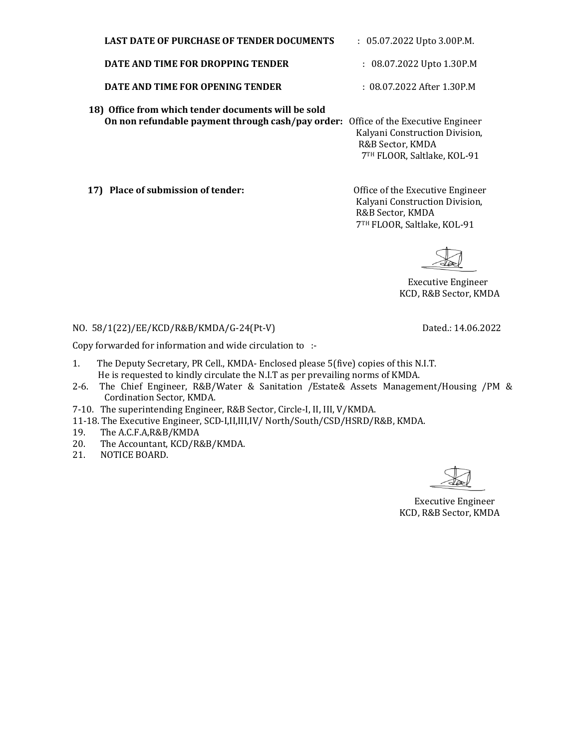**LAST DATE OF PURCHASE OF TENDER DOCUMENTS** : 05.07.2022 Upto 3.00P.M.

**DATE AND TIME FOR DROPPING TENDER** : 08.07.2022 Upto 1.30P.M

**DATE AND TIME FOR OPENING TENDER** : 08.07.2022 After 1.30P.M

**18) Office from which tender documents will be sold On non refundable payment through cash/pay order:** Office of the Executive Engineer
Kalyani Construction Division,
R&B Sector, KMDA
7TH FLOOR, Saltlake, KOL-91

**17) Place of submission of tender:** Office of the Executive Engineer
Kalyani Construction Division,
R&B Sector, KMDA
7TH FLOOR, Saltlake, KOL-91

Executive Engineer
KCD, R&B Sector, KMDA

NO. 58/1(22)/EE/KCD/R&B/KMDA/G-24(Pt-V) Dated.: 14.06.2022

Copy forwarded for information and wide circulation to :-

1. The Deputy Secretary, PR Cell., KMDA- Enclosed please 5(five) copies of this N.I.T. He is requested to kindly circulate the N.I.T as per prevailing norms of KMDA.
2-6. The Chief Engineer, R&B/Water & Sanitation /Estate& Assets Management/Housing /PM & Cordination Sector, KMDA.
7-10. The superintending Engineer, R&B Sector, Circle-I, II, III, V/KMDA.
11-18. The Executive Engineer, SCD-I,II,III,IV/ North/South/CSD/HSRD/R&B, KMDA.
19. The A.C.F.A,R&B/KMDA
20. The Accountant, KCD/R&B/KMDA.
21. NOTICE BOARD.

Executive Engineer
KCD, R&B Sector, KMDA